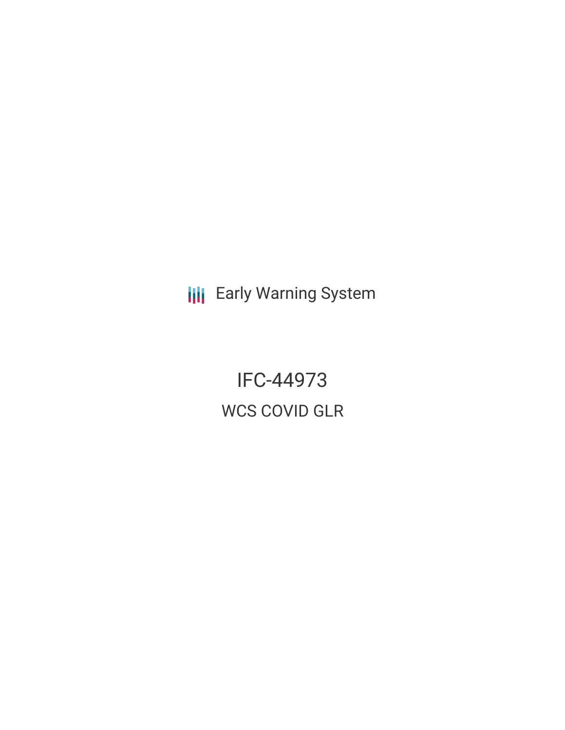Early Warning System

# IFC-44973

## WCS COVID GLR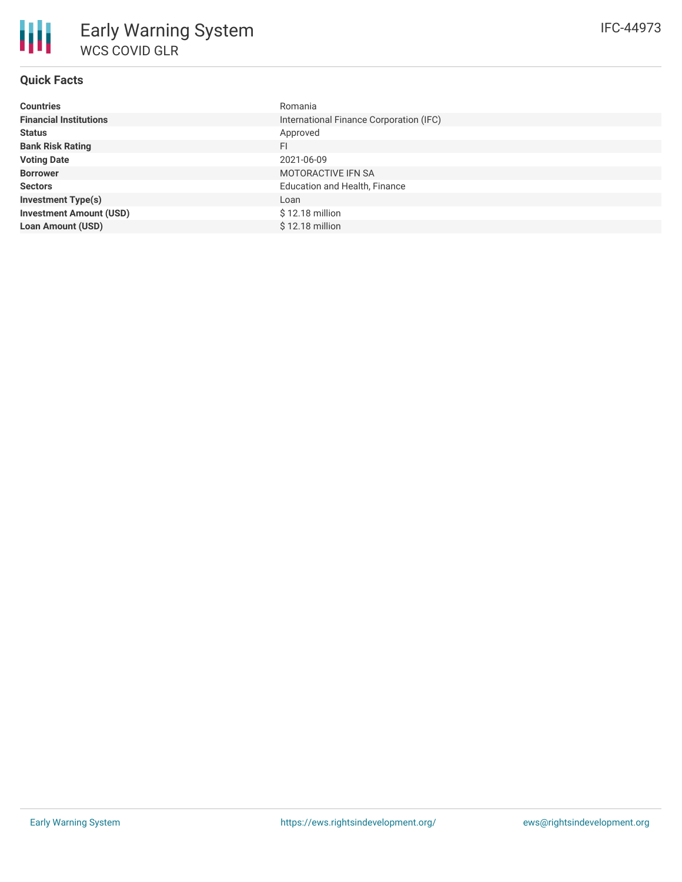# Early Warning System

## WCS COVID GLR

IFC-44973

### Quick Facts

| | |
|---|---|
| **Countries** | Romania |
| **Financial Institutions** | International Finance Corporation (IFC) |
| **Status** | Approved |
| **Bank Risk Rating** | FI |
| **Voting Date** | 2021-06-09 |
| **Borrower** | MOTORACTIVE IFN SA |
| **Sectors** | Education and Health, Finance |
| **Investment Type(s)** | Loan |
| **Investment Amount (USD)** | $ 12.18 million |
| **Loan Amount (USD)** | $ 12.18 million |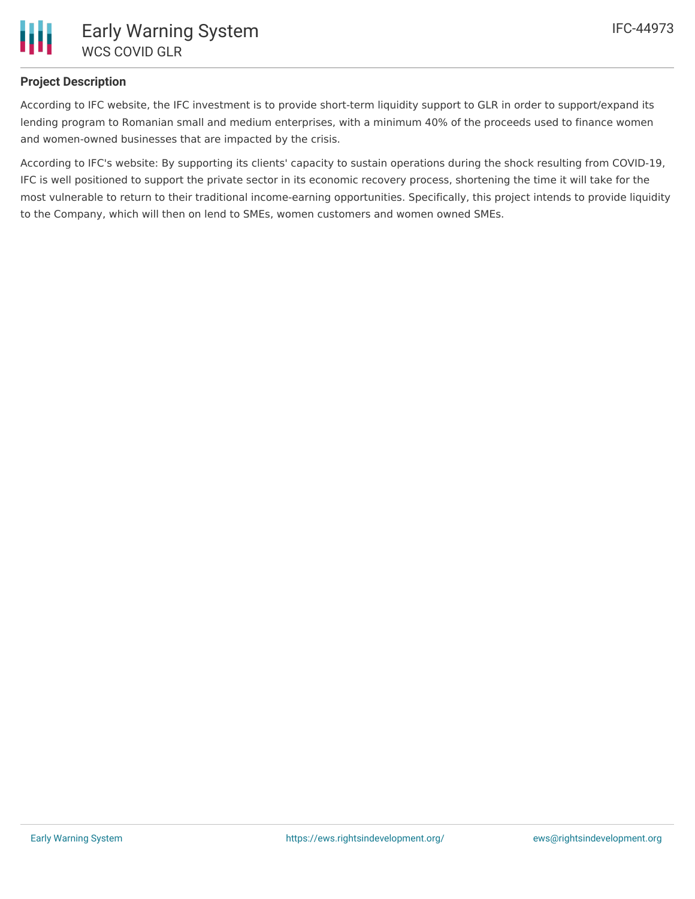### Project Description

According to IFC website, the IFC investment is to provide short-term liquidity support to GLR in order to support/expand its lending program to Romanian small and medium enterprises, with a minimum 40% of the proceeds used to finance women and women-owned businesses that are impacted by the crisis.

According to IFC's website: By supporting its clients' capacity to sustain operations during the shock resulting from COVID-19, IFC is well positioned to support the private sector in its economic recovery process, shortening the time it will take for the most vulnerable to return to their traditional income-earning opportunities. Specifically, this project intends to provide liquidity to the Company, which will then on lend to SMEs, women customers and women owned SMEs.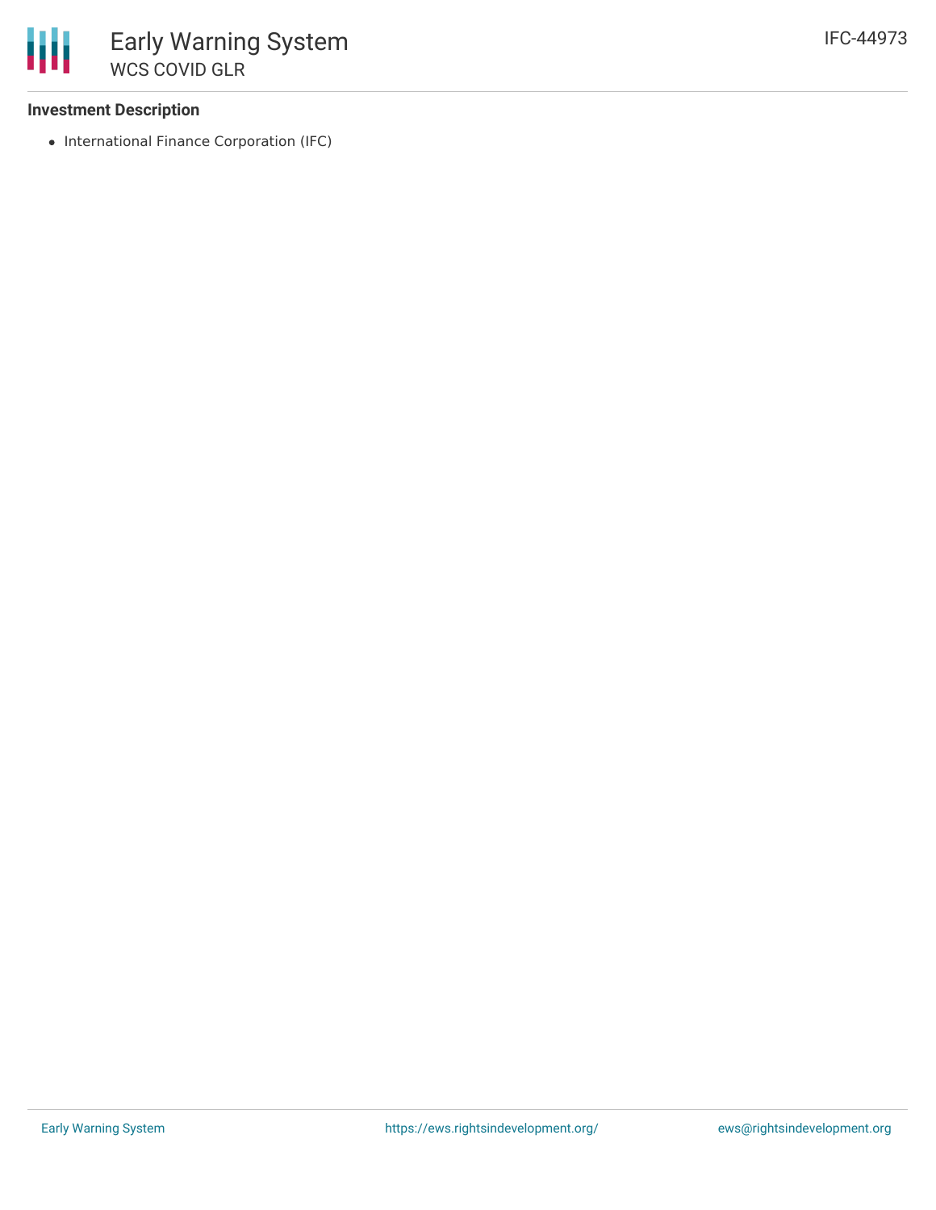### Investment Description

- International Finance Corporation (IFC)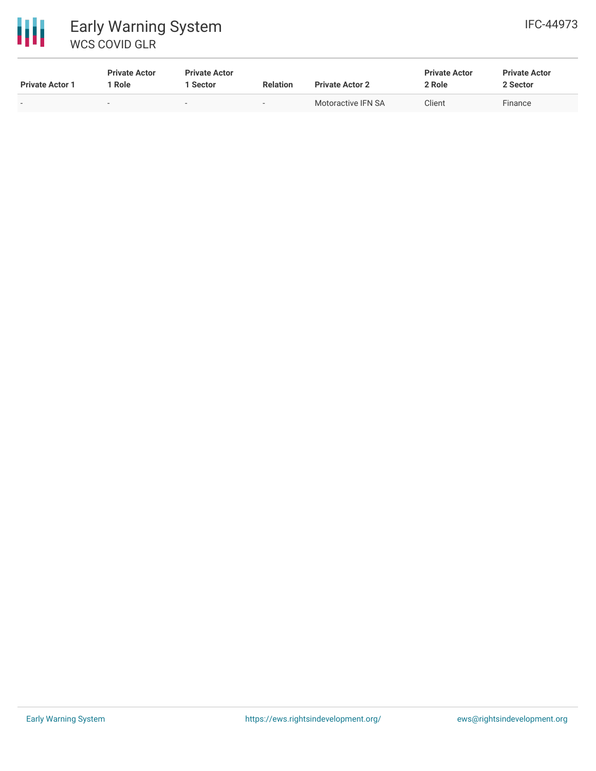| Private Actor 1 | Private Actor 1 Role | Private Actor 1 Sector | Relation | Private Actor 2 | Private Actor 2 Role | Private Actor 2 Sector |
|---|---|---|---|---|---|---|
| - | - | - | - | Motoractive IFN SA | Client | Finance |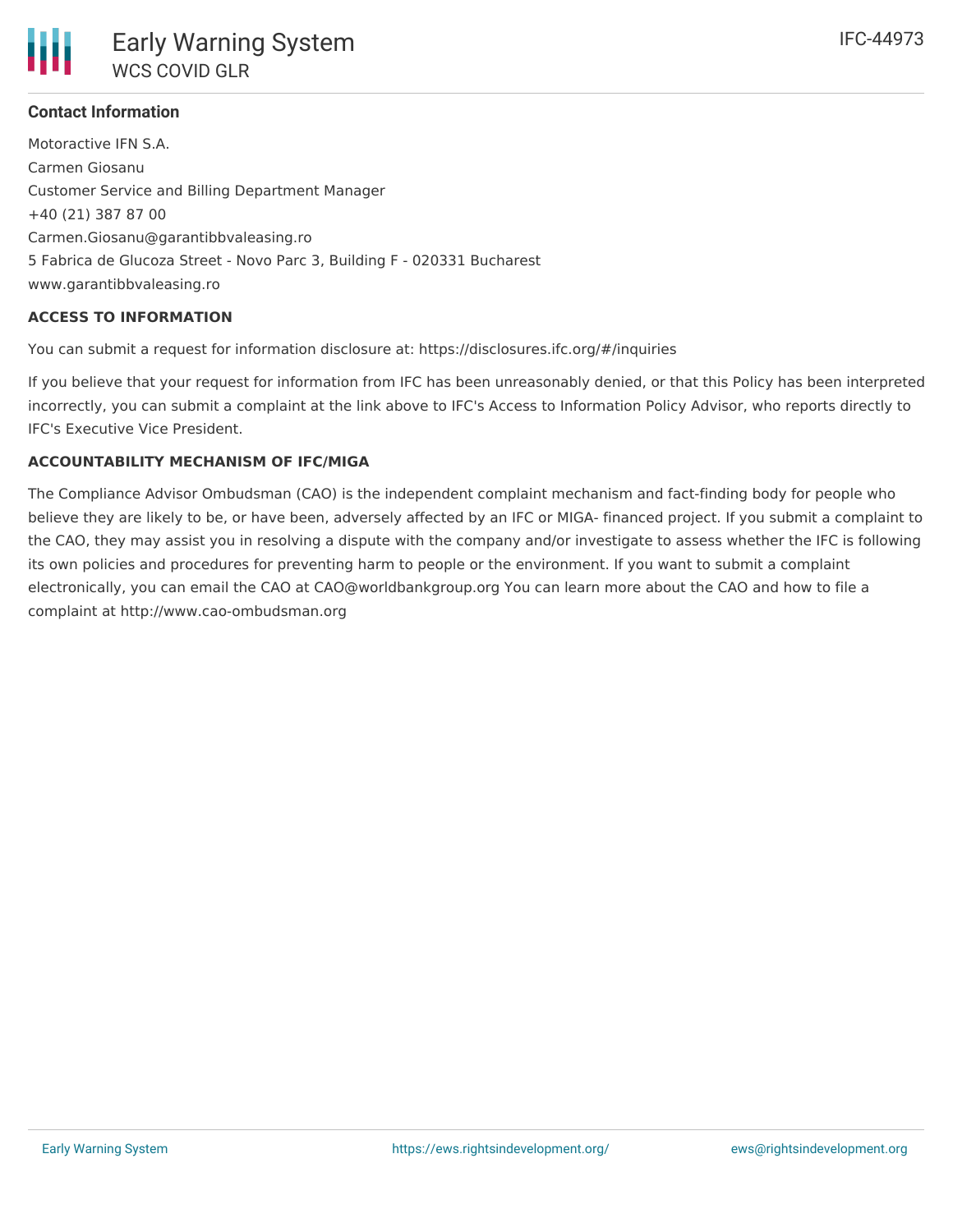**Contact Information**

Motoractive IFN S.A.

Carmen Giosanu

Customer Service and Billing Department Manager

+40 (21) 387 87 00

Carmen.Giosanu@garantibbvaleasing.ro

5 Fabrica de Glucoza Street - Novo Parc 3, Building F - 020331 Bucharest

www.garantibbvaleasing.ro

**ACCESS TO INFORMATION**

You can submit a request for information disclosure at: https://disclosures.ifc.org/#/inquiries

If you believe that your request for information from IFC has been unreasonably denied, or that this Policy has been interpreted incorrectly, you can submit a complaint at the link above to IFC's Access to Information Policy Advisor, who reports directly to IFC's Executive Vice President.

**ACCOUNTABILITY MECHANISM OF IFC/MIGA**

The Compliance Advisor Ombudsman (CAO) is the independent complaint mechanism and fact-finding body for people who believe they are likely to be, or have been, adversely affected by an IFC or MIGA- financed project. If you submit a complaint to the CAO, they may assist you in resolving a dispute with the company and/or investigate to assess whether the IFC is following its own policies and procedures for preventing harm to people or the environment. If you want to submit a complaint electronically, you can email the CAO at CAO@worldbankgroup.org You can learn more about the CAO and how to file a complaint at http://www.cao-ombudsman.org